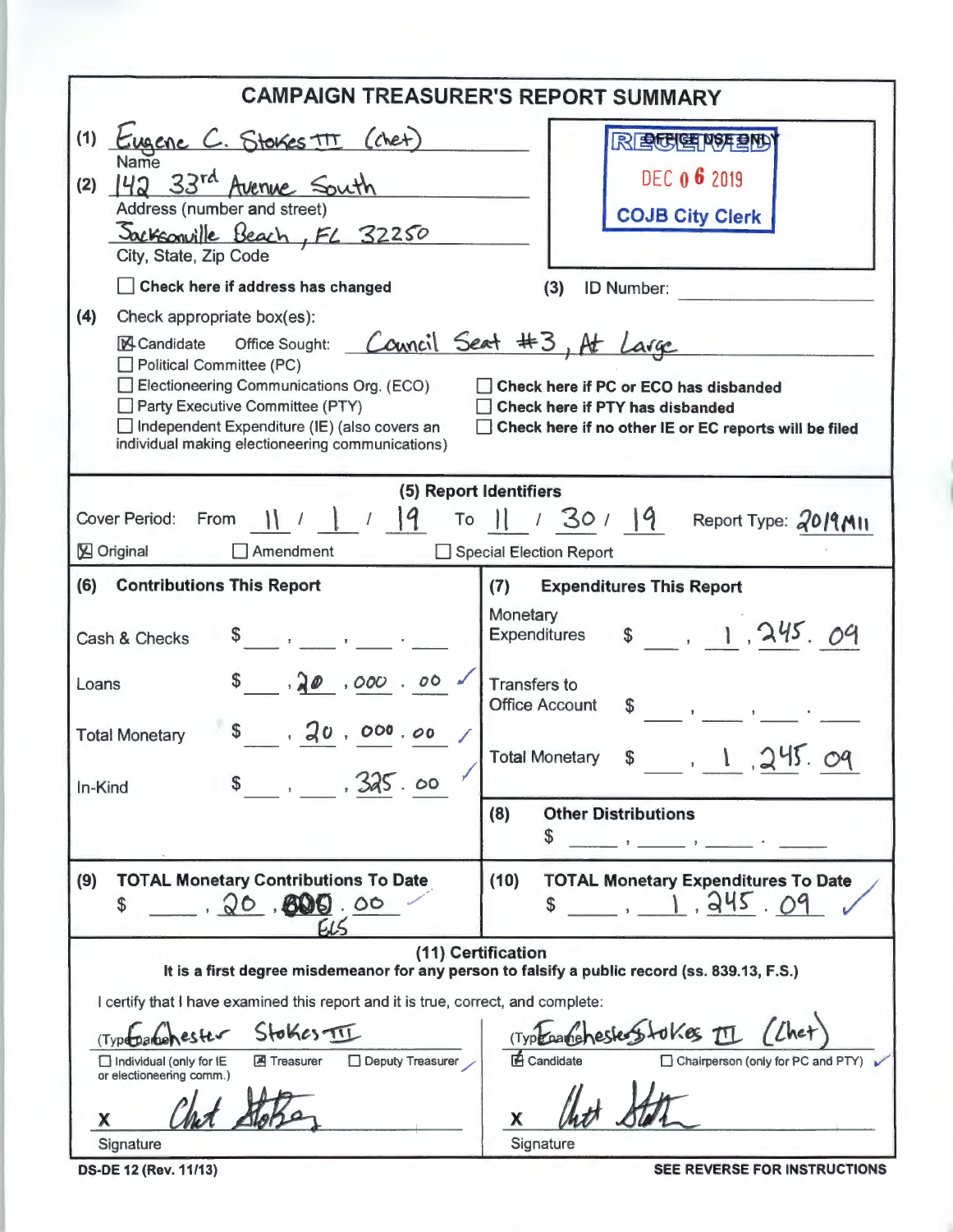# CAMPAIGN TREASURER'S REPORT SUMMARY

(1) Eugene C. Stokes III (Chet)
Name

(2) 142 33rd Avenue South
Address (number and street)

Jacksonville Beach, FL 32250
City, State, Zip Code

☐ **Check here if address has changed**

OFFICE USE ONLY
RECEIVED
DEC 06 2019
COJB City Clerk

(3) ID Number:

(4) Check appropriate box(es):

☒ Candidate Office Sought: Council Seat #3, At Large
☐ Political Committee (PC)
☐ Electioneering Communications Org. (ECO)
☐ Party Executive Committee (PTY)
☐ Independent Expenditure (IE) (also covers an individual making electioneering communications)

☐ **Check here if PC or ECO has disbanded**
☐ **Check here if PTY has disbanded**
☐ **Check here if no other IE or EC reports will be filed**

## (5) Report Identifiers

Cover Period: From 11 / 1 / 19 To 11 / 30 / 19 Report Type: 2019M11

☒ Original ☐ Amendment ☐ Special Election Report

| **(6) Contributions This Report** | | **(7) Expenditures This Report** | |
|---|---|---|---|
| Cash & Checks | $ | Monetary Expenditures | $ 1,245.09 |
| Loans | $ 20,000.00 | Transfers to Office Account | $ |
| Total Monetary | $ 20,000.00 | Total Monetary | $ 1,245.09 |
| In-Kind | $ 325.00 | **(8) Other Distributions** | $ |
| **(9) TOTAL Monetary Contributions To Date** | $ 20,000.00 | **(10) TOTAL Monetary Expenditures To Date** | $ 1,245.09 |

## (11) Certification

**It is a first degree misdemeanor for any person to falsify a public record (ss. 839.13, F.S.)**

I certify that I have examined this report and it is true, correct, and complete:

(Type name) Chester Stokes III
☐ Individual (only for IE or electioneering comm.) ☒ Treasurer ☐ Deputy Treasurer

X Chet Stokes
Signature

(Type name) Chester Stokes III (Chet)
☒ Candidate ☐ Chairperson (only for PC and PTY)

X Chet Stokes
Signature

DS-DE 12 (Rev. 11/13) **SEE REVERSE FOR INSTRUCTIONS**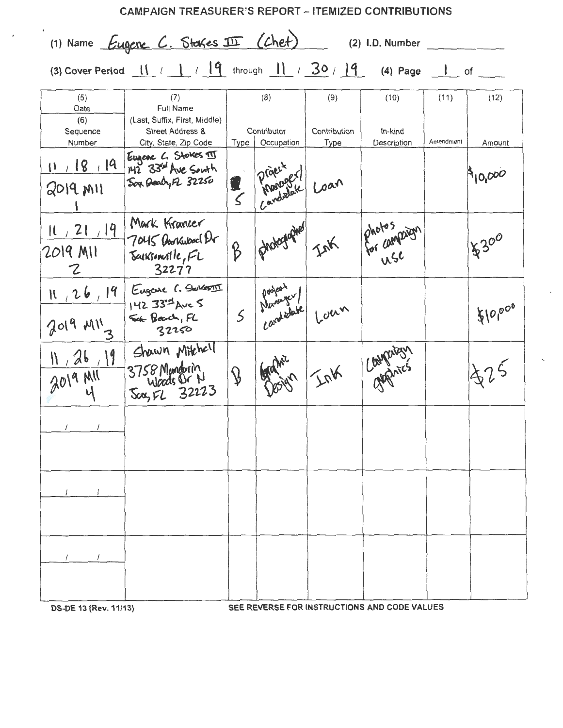# CAMPAIGN TREASURER'S REPORT – ITEMIZED CONTRIBUTIONS

(1) Name Eugene C. Stokes III (Chet) (2) I.D. Number

(3) Cover Period 11 / 1 / 19 through 11 / 30 / 19 (4) Page 1 of

| (5) Date / (6) Sequence Number | (7) Full Name (Last, Suffix, First, Middle) Street Address & City, State, Zip Code | (8) Contributor Type | (8) Contributor Occupation | (9) Contribution Type | (10) In-kind Description | (11) Amendment | (12) Amount |
|---|---|---|---|---|---|---|---|
| 11 / 18 / 19<br>2019 M11<br>1 | Eugene C. Stokes III<br>142 33rd Ave South<br>Jax Beach, FL 32250 | S | project Manager/ candidate | Loan | | | $10,000 |
| 11 / 21 / 19<br>2019 M11<br>2 | Mark Krancer<br>7045 Parkwood Dr<br>Jacksonville, FL 32277 | B | photographer | INK | photos for campaign use | | $300 |
| 11 / 26 / 19<br>2019 M11<br>3 | Eugene C. Stokes III<br>142 33rd Ave S<br>Jax Beach, FL 32250 | S | project Manager/ candidate | Loan | | | $10,000 |
| 11 / 26 / 19<br>2019 M11<br>4 | Shawn Mitchell<br>3758 Mandarin Woods Dr N<br>Jax, FL 32223 | B | Graphic Design | INK | Campaign graphics | | $25 |
| / / | | | | | | | |
| / / | | | | | | | |
| / / | | | | | | | |

DS-DE 13 (Rev. 11/13) SEE REVERSE FOR INSTRUCTIONS AND CODE VALUES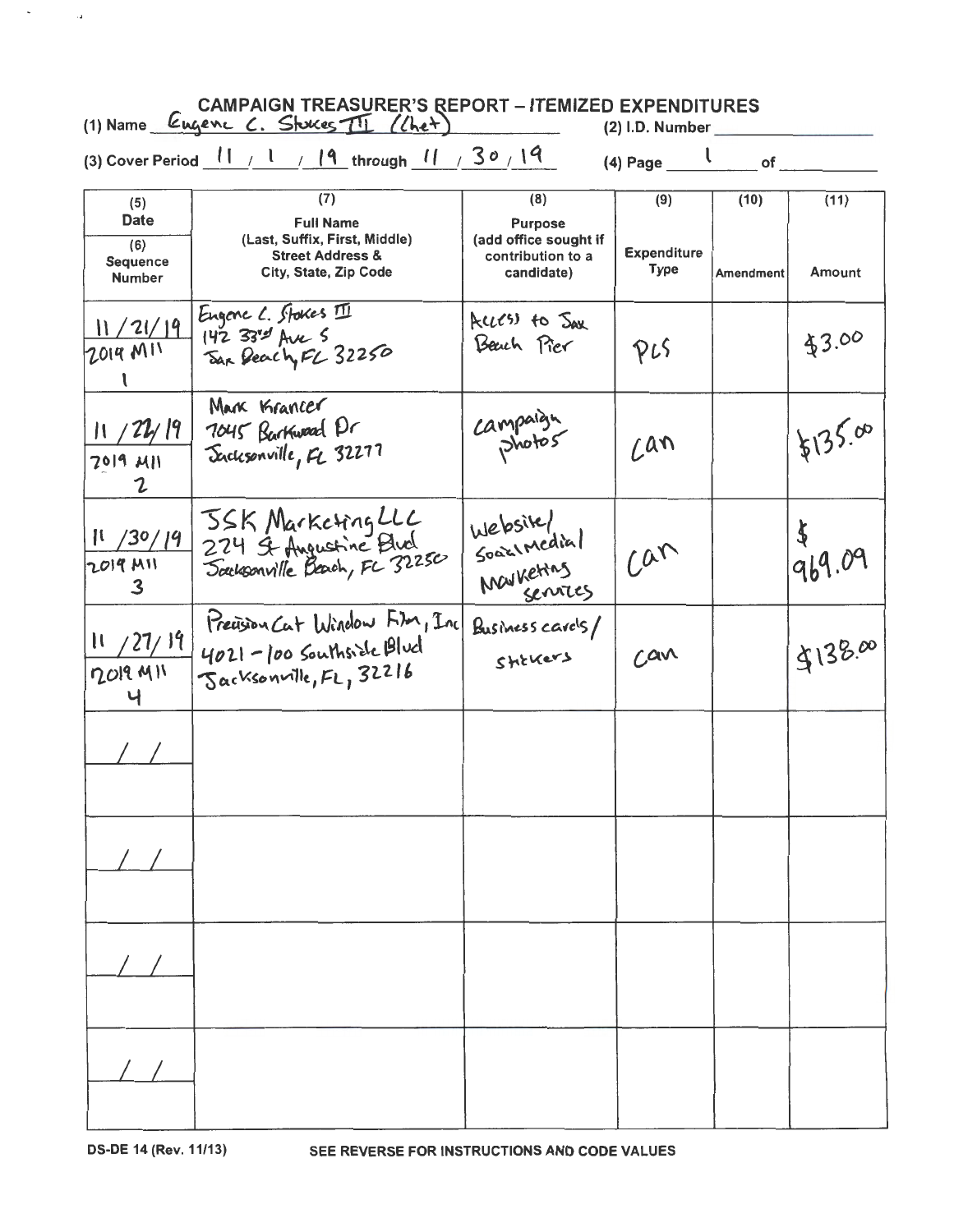# CAMPAIGN TREASURER'S REPORT – ITEMIZED EXPENDITURES

(1) Name Eugene C. Stokes III (Chet) (2) I.D. Number

(3) Cover Period 11 / 1 / 19 through 11 / 30 / 19 (4) Page 1 of

| (5) Date (6) Sequence Number | (7) Full Name (Last, Suffix, First, Middle) Street Address & City, State, Zip Code | (8) Purpose (add office sought if contribution to a candidate) | (9) Expenditure Type | (10) Amendment | (11) Amount |
|---|---|---|---|---|---|
| 11/21/19 2019 M11 1 | Eugene C. Stokes III 142 33rd Ave S Jax Beach, FL 32250 | Access to Jax Beach Pier | PCS | | $3.00 |
| 11/22/19 2019 M11 2 | Mark Krancer 7045 Barkwood Dr Jacksonville, FL 32277 | campaign photos | CAN | | $135.00 |
| 11/30/19 2019 M11 3 | JSK Marketing LLC 224 St Augustine Blvd Jacksonville Beach, FL 32250 | Website/ Social Media/ Marketing services | CAN | | $969.09 |
| 11/27/19 2019 M11 4 | Precision Cut Window Film, Inc 4021-100 Southside Blvd Jacksonville, FL, 32216 | Business cards/ stickers | CAN | | $138.00 |
| / / | | | | | |
| / / | | | | | |
| / / | | | | | |
| / / | | | | | |

DS-DE 14 (Rev. 11/13) SEE REVERSE FOR INSTRUCTIONS AND CODE VALUES